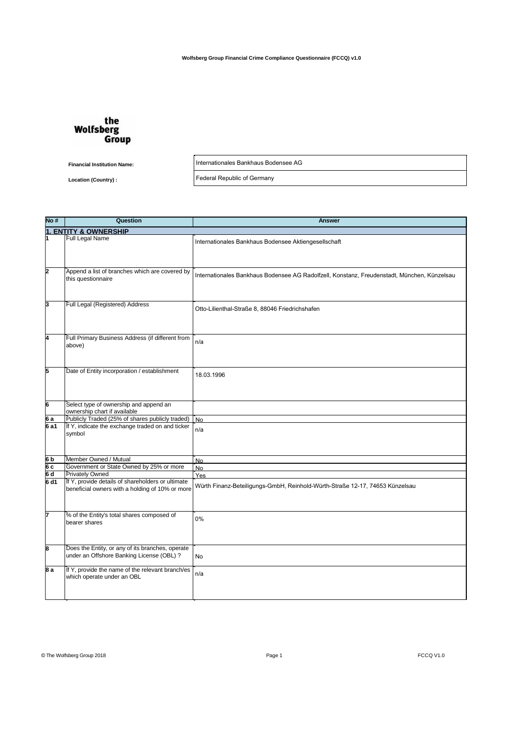**Wolfsberg Group Financial Crime Compliance Questionnaire (FCCQ) v1.0**

**the Wolfsberg Group**

| | |
|---|---|
| **Financial Institution Name:** | Internationales Bankhaus Bodensee AG |
| **Location (Country) :** | Federal Republic of Germany |

| No # | Question | Answer |
|---|---|---|
| **1. ENTITY & OWNERSHIP** | | |
| 1 | Full Legal Name | Internationales Bankhaus Bodensee Aktiengesellschaft |
| 2 | Append a list of branches which are covered by this questionnaire | Internationales Bankhaus Bodensee AG Radolfzell, Konstanz, Freudenstadt, München, Künzelsau |
| 3 | Full Legal (Registered) Address | Otto-Lilienthal-Straße 8, 88046 Friedrichshafen |
| 4 | Full Primary Business Address (if different from above) | n/a |
| 5 | Date of Entity incorporation / establishment | 18.03.1996 |
| 6 | Select type of ownership and append an ownership chart if available | |
| 6 a | Publicly Traded (25% of shares publicly traded) | No |
| 6 a1 | If Y, indicate the exchange traded on and ticker symbol | n/a |
| 6 b | Member Owned / Mutual | No |
| 6 c | Government or State Owned by 25% or more | No |
| 6 d | Privately Owned | Yes |
| 6 d1 | If Y, provide details of shareholders or ultimate beneficial owners with a holding of 10% or more | Würth Finanz-Beteiligungs-GmbH, Reinhold-Würth-Straße 12-17, 74653 Künzelsau |
| 7 | % of the Entity's total shares composed of bearer shares | 0% |
| 8 | Does the Entity, or any of its branches, operate under an Offshore Banking License (OBL) ? | No |
| 8 a | If Y, provide the name of the relevant branch/es which operate under an OBL | n/a |

© The Wolfsberg Group 2018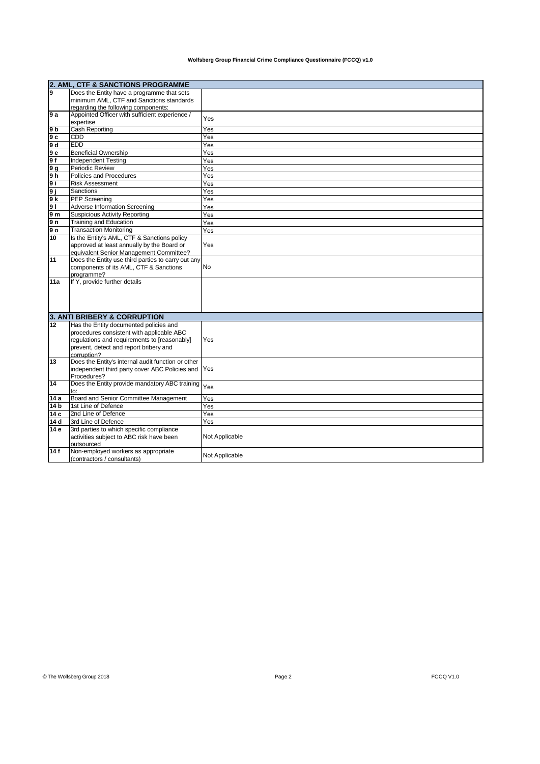| 2. AML, CTF & SANCTIONS PROGRAMME | | |
|---|---|---|
| 9 | Does the Entity have a programme that sets minimum AML, CTF and Sanctions standards regarding the following components: | |
| 9 a | Appointed Officer with sufficient experience / expertise | Yes |
| 9 b | Cash Reporting | Yes |
| 9 c | CDD | Yes |
| 9 d | EDD | Yes |
| 9 e | Beneficial Ownership | Yes |
| 9 f | Independent Testing | Yes |
| 9 g | Periodic Review | Yes |
| 9 h | Policies and Procedures | Yes |
| 9 i | Risk Assessment | Yes |
| 9 j | Sanctions | Yes |
| 9 k | PEP Screening | Yes |
| 9 l | Adverse Information Screening | Yes |
| 9 m | Suspicious Activity Reporting | Yes |
| 9 n | Training and Education | Yes |
| 9 o | Transaction Monitoring | Yes |
| 10 | Is the Entity's AML, CTF & Sanctions policy approved at least annually by the Board or equivalent Senior Management Committee? | Yes |
| 11 | Does the Entity use third parties to carry out any components of its AML, CTF & Sanctions programme? | No |
| 11a | If Y, provide further details | |

| 3. ANTI BRIBERY & CORRUPTION | | |
|---|---|---|
| 12 | Has the Entity documented policies and procedures consistent with applicable ABC regulations and requirements to [reasonably] prevent, detect and report bribery and corruption? | Yes |
| 13 | Does the Entity's internal audit function or other independent third party cover ABC Policies and Procedures? | Yes |
| 14 | Does the Entity provide mandatory ABC training to: | Yes |
| 14 a | Board and Senior Committee Management | Yes |
| 14 b | 1st Line of Defence | Yes |
| 14 c | 2nd Line of Defence | Yes |
| 14 d | 3rd Line of Defence | Yes |
| 14 e | 3rd parties to which specific compliance activities subject to ABC risk have been outsourced | Not Applicable |
| 14 f | Non-employed workers as appropriate (contractors / consultants) | Not Applicable |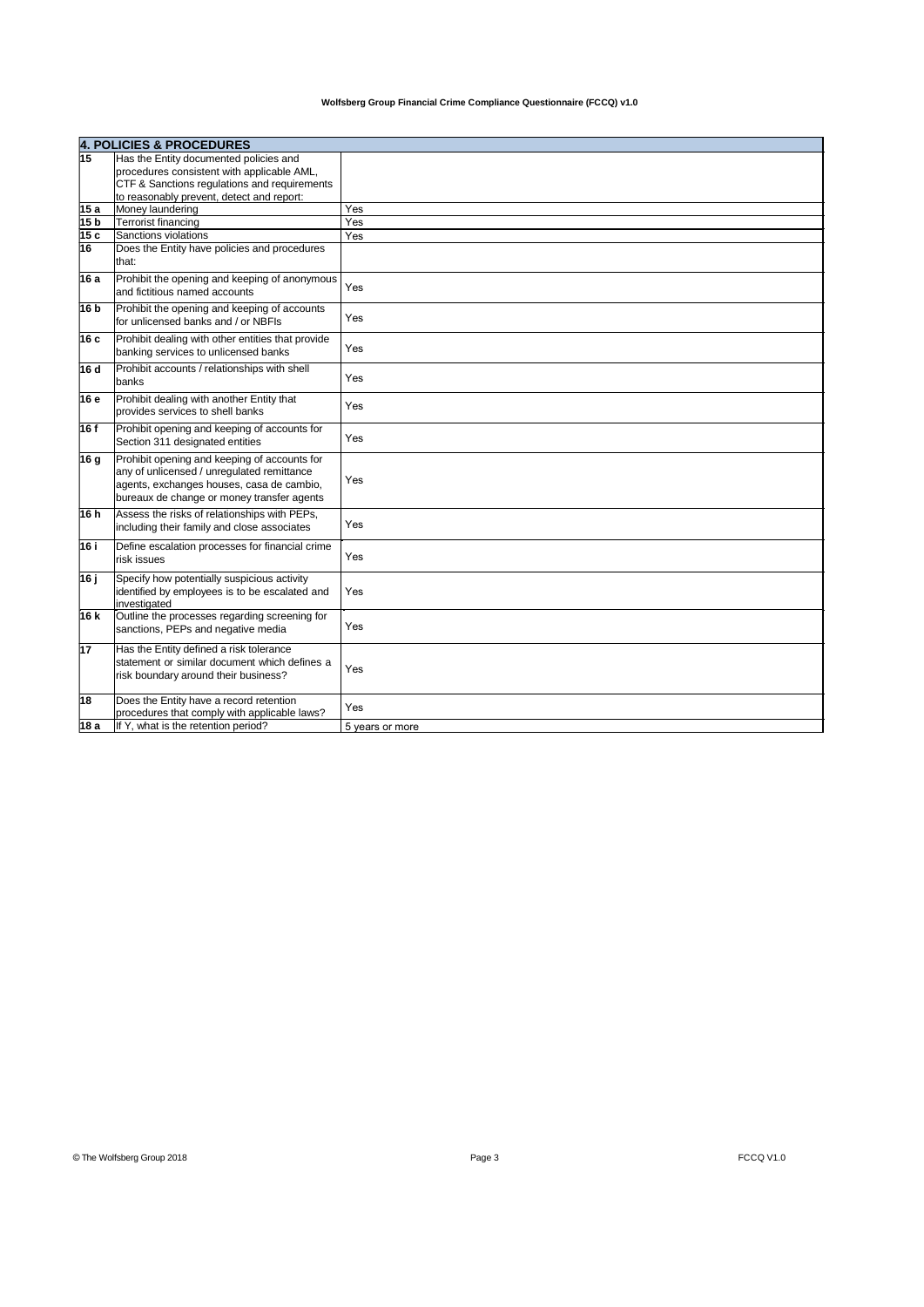**Wolfsberg Group Financial Crime Compliance Questionnaire (FCCQ) v1.0**

| **4. POLICIES & PROCEDURES** | | |
|---|---|---|
| **15** | Has the Entity documented policies and procedures consistent with applicable AML, CTF & Sanctions regulations and requirements to reasonably prevent, detect and report: | |
| **15 a** | Money laundering | Yes |
| **15 b** | Terrorist financing | Yes |
| **15 c** | Sanctions violations | Yes |
| **16** | Does the Entity have policies and procedures that: | |
| **16 a** | Prohibit the opening and keeping of anonymous and fictitious named accounts | Yes |
| **16 b** | Prohibit the opening and keeping of accounts for unlicensed banks and / or NBFIs | Yes |
| **16 c** | Prohibit dealing with other entities that provide banking services to unlicensed banks | Yes |
| **16 d** | Prohibit accounts / relationships with shell banks | Yes |
| **16 e** | Prohibit dealing with another Entity that provides services to shell banks | Yes |
| **16 f** | Prohibit opening and keeping of accounts for Section 311 designated entities | Yes |
| **16 g** | Prohibit opening and keeping of accounts for any of unlicensed / unregulated remittance agents, exchanges houses, casa de cambio, bureaux de change or money transfer agents | Yes |
| **16 h** | Assess the risks of relationships with PEPs, including their family and close associates | Yes |
| **16 i** | Define escalation processes for financial crime risk issues | Yes |
| **16 j** | Specify how potentially suspicious activity identified by employees is to be escalated and investigated | Yes |
| **16 k** | Outline the processes regarding screening for sanctions, PEPs and negative media | Yes |
| **17** | Has the Entity defined a risk tolerance statement or similar document which defines a risk boundary around their business? | Yes |
| **18** | Does the Entity have a record retention procedures that comply with applicable laws? | Yes |
| **18 a** | If Y, what is the retention period? | 5 years or more |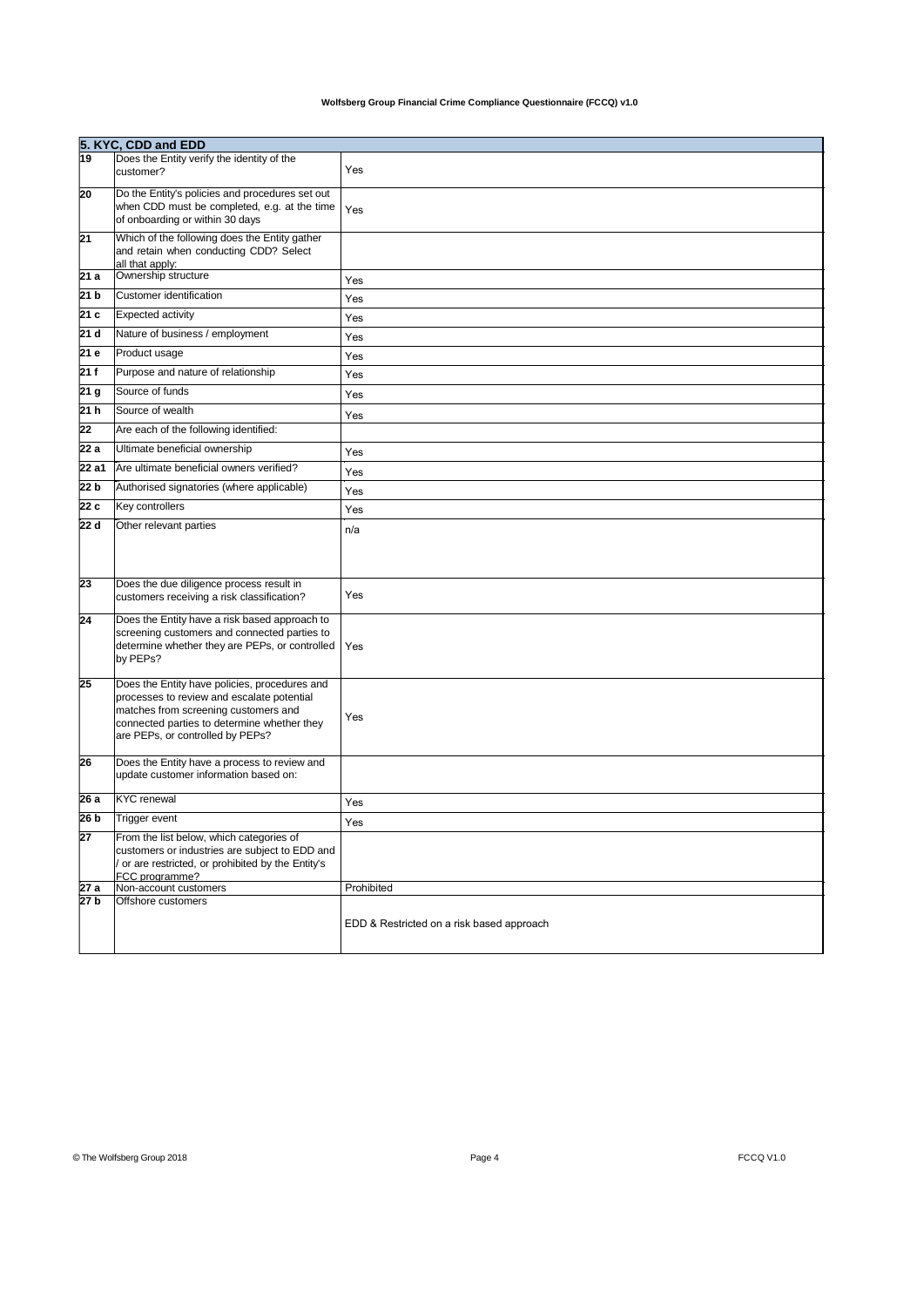| 5. KYC, CDD and EDD | | |
|---|---|---|
| 19 | Does the Entity verify the identity of the customer? | Yes |
| 20 | Do the Entity's policies and procedures set out when CDD must be completed, e.g. at the time of onboarding or within 30 days | Yes |
| 21 | Which of the following does the Entity gather and retain when conducting CDD? Select all that apply: | |
| 21 a | Ownership structure | Yes |
| 21 b | Customer identification | Yes |
| 21 c | Expected activity | Yes |
| 21 d | Nature of business / employment | Yes |
| 21 e | Product usage | Yes |
| 21 f | Purpose and nature of relationship | Yes |
| 21 g | Source of funds | Yes |
| 21 h | Source of wealth | Yes |
| 22 | Are each of the following identified: | |
| 22 a | Ultimate beneficial ownership | Yes |
| 22 a1 | Are ultimate beneficial owners verified? | Yes |
| 22 b | Authorised signatories (where applicable) | Yes |
| 22 c | Key controllers | Yes |
| 22 d | Other relevant parties | n/a |
| 23 | Does the due diligence process result in customers receiving a risk classification? | Yes |
| 24 | Does the Entity have a risk based approach to screening customers and connected parties to determine whether they are PEPs, or controlled by PEPs? | Yes |
| 25 | Does the Entity have policies, procedures and processes to review and escalate potential matches from screening customers and connected parties to determine whether they are PEPs, or controlled by PEPs? | Yes |
| 26 | Does the Entity have a process to review and update customer information based on: | |
| 26 a | KYC renewal | Yes |
| 26 b | Trigger event | Yes |
| 27 | From the list below, which categories of customers or industries are subject to EDD and / or are restricted, or prohibited by the Entity's FCC programme? | |
| 27 a | Non-account customers | Prohibited |
| 27 b | Offshore customers | EDD & Restricted on a risk based approach |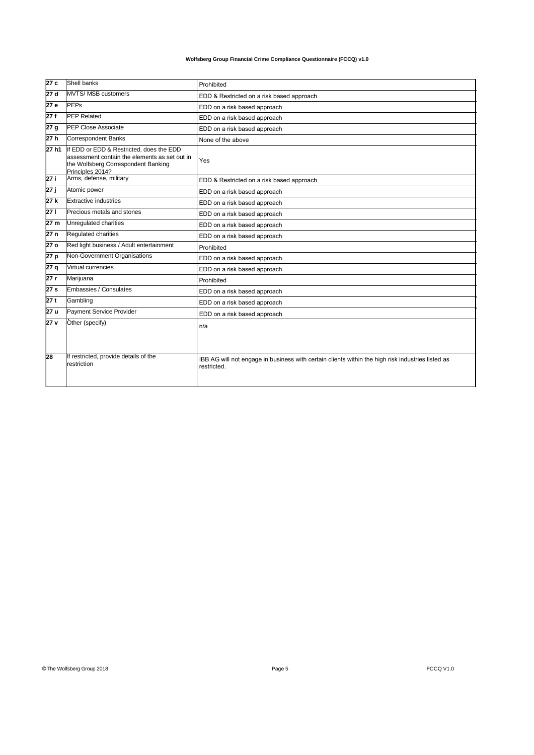| | | |
|---|---|---|
| **27 c** | Shell banks | Prohibited |
| **27 d** | MVTS/ MSB customers | EDD & Restricted on a risk based approach |
| **27 e** | PEPs | EDD on a risk based approach |
| **27 f** | PEP Related | EDD on a risk based approach |
| **27 g** | PEP Close Associate | EDD on a risk based approach |
| **27 h** | Correspondent Banks | None of the above |
| **27 h1** | If EDD or EDD & Restricted, does the EDD assessment contain the elements as set out in the Wolfsberg Correspondent Banking Principles 2014? | Yes |
| **27 i** | Arms, defense, military | EDD & Restricted on a risk based approach |
| **27 j** | Atomic power | EDD on a risk based approach |
| **27 k** | Extractive industries | EDD on a risk based approach |
| **27 l** | Precious metals and stones | EDD on a risk based approach |
| **27 m** | Unregulated charities | EDD on a risk based approach |
| **27 n** | Regulated charities | EDD on a risk based approach |
| **27 o** | Red light business / Adult entertainment | Prohibited |
| **27 p** | Non-Government Organisations | EDD on a risk based approach |
| **27 q** | Virtual currencies | EDD on a risk based approach |
| **27 r** | Marijuana | Prohibited |
| **27 s** | Embassies / Consulates | EDD on a risk based approach |
| **27 t** | Gambling | EDD on a risk based approach |
| **27 u** | Payment Service Provider | EDD on a risk based approach |
| **27 v** | Other (specify) | n/a |
| **28** | If restricted, provide details of the restriction | IBB AG will not engage in business with certain clients within the high risk industries listed as restricted. |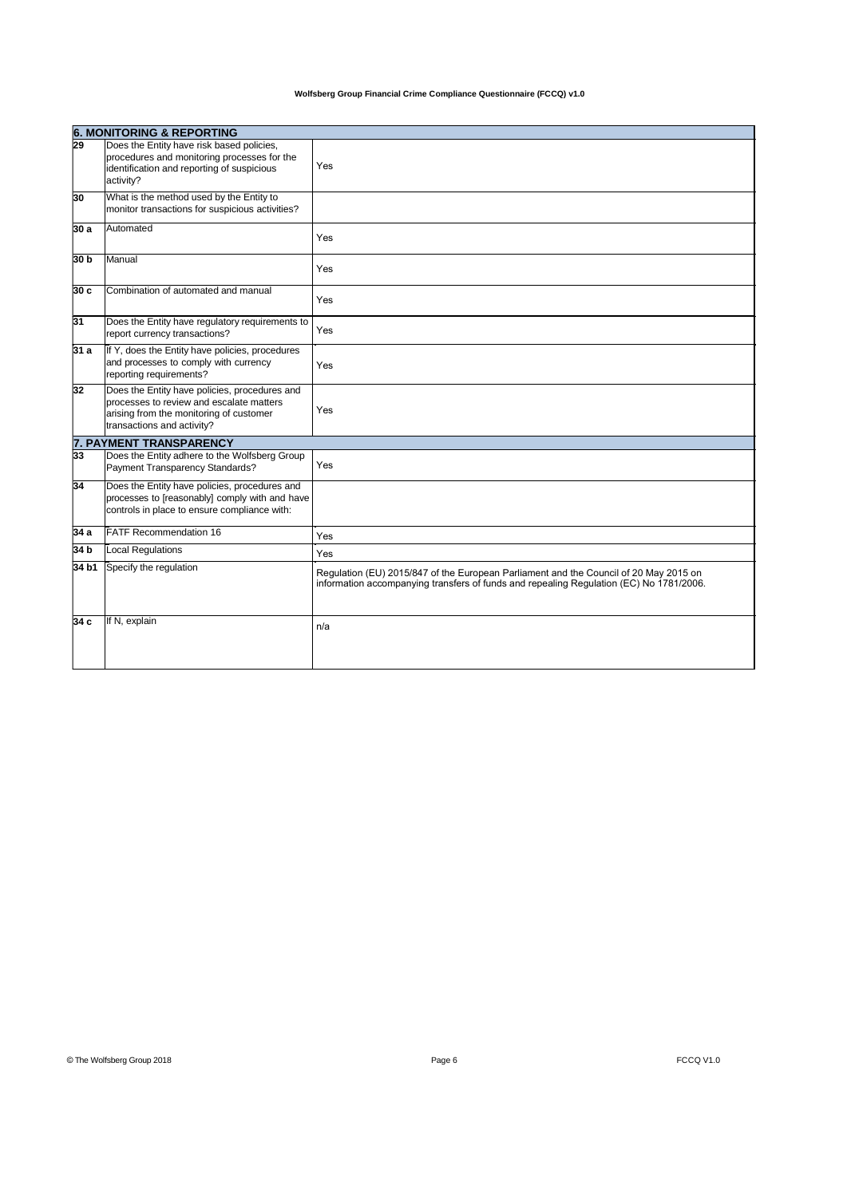| **6. MONITORING & REPORTING** | | |
|---|---|---|
| **29** | Does the Entity have risk based policies, procedures and monitoring processes for the identification and reporting of suspicious activity? | Yes |
| **30** | What is the method used by the Entity to monitor transactions for suspicious activities? | |
| **30 a** | Automated | Yes |
| **30 b** | Manual | Yes |
| **30 c** | Combination of automated and manual | Yes |
| **31** | Does the Entity have regulatory requirements to report currency transactions? | Yes |
| **31 a** | If Y, does the Entity have policies, procedures and processes to comply with currency reporting requirements? | Yes |
| **32** | Does the Entity have policies, procedures and processes to review and escalate matters arising from the monitoring of customer transactions and activity? | Yes |
| **7. PAYMENT TRANSPARENCY** | | |
| **33** | Does the Entity adhere to the Wolfsberg Group Payment Transparency Standards? | Yes |
| **34** | Does the Entity have policies, procedures and processes to [reasonably] comply with and have controls in place to ensure compliance with: | |
| **34 a** | FATF Recommendation 16 | Yes |
| **34 b** | Local Regulations | Yes |
| **34 b1** | Specify the regulation | Regulation (EU) 2015/847 of the European Parliament and the Council of 20 May 2015 on information accompanying transfers of funds and repealing Regulation (EC) No 1781/2006. |
| **34 c** | If N, explain | n/a |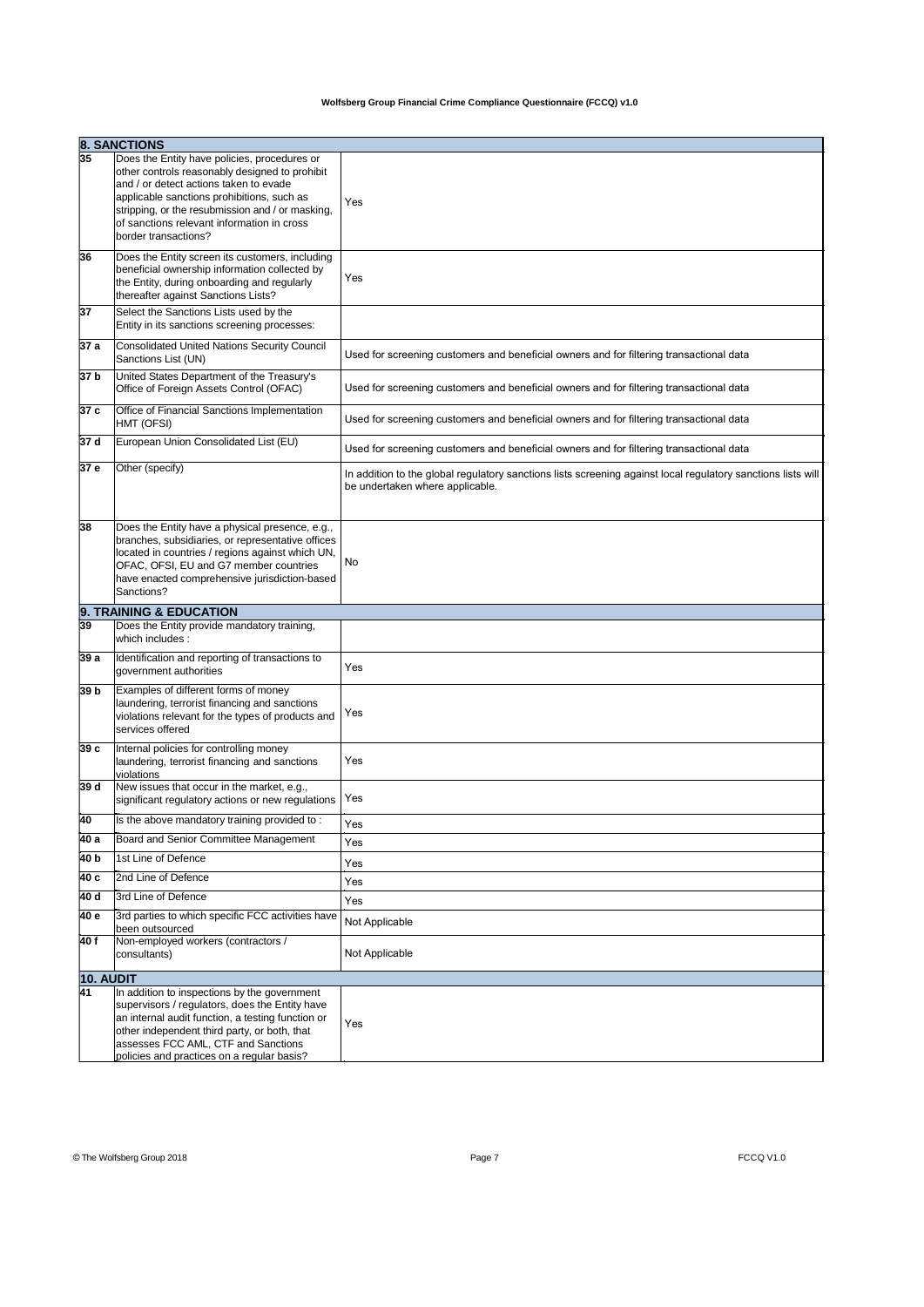**Wolfsberg Group Financial Crime Compliance Questionnaire (FCCQ) v1.0**

| | | |
|---|---|---|
| **8. SANCTIONS** | | |
| **35** | Does the Entity have policies, procedures or other controls reasonably designed to prohibit and / or detect actions taken to evade applicable sanctions prohibitions, such as stripping, or the resubmission and / or masking, of sanctions relevant information in cross border transactions? | Yes |
| **36** | Does the Entity screen its customers, including beneficial ownership information collected by the Entity, during onboarding and regularly thereafter against Sanctions Lists? | Yes |
| **37** | Select the Sanctions Lists used by the Entity in its sanctions screening processes: | |
| **37 a** | Consolidated United Nations Security Council Sanctions List (UN) | Used for screening customers and beneficial owners and for filtering transactional data |
| **37 b** | United States Department of the Treasury's Office of Foreign Assets Control (OFAC) | Used for screening customers and beneficial owners and for filtering transactional data |
| **37 c** | Office of Financial Sanctions Implementation HMT (OFSI) | Used for screening customers and beneficial owners and for filtering transactional data |
| **37 d** | European Union Consolidated List (EU) | Used for screening customers and beneficial owners and for filtering transactional data |
| **37 e** | Other (specify) | In addition to the global regulatory sanctions lists screening against local regulatory sanctions lists will be undertaken where applicable. |
| **38** | Does the Entity have a physical presence, e.g., branches, subsidiaries, or representative offices located in countries / regions against which UN, OFAC, OFSI, EU and G7 member countries have enacted comprehensive jurisdiction-based Sanctions? | No |
| **9. TRAINING & EDUCATION** | | |
| **39** | Does the Entity provide mandatory training, which includes : | |
| **39 a** | Identification and reporting of transactions to government authorities | Yes |
| **39 b** | Examples of different forms of money laundering, terrorist financing and sanctions violations relevant for the types of products and services offered | Yes |
| **39 c** | Internal policies for controlling money laundering, terrorist financing and sanctions violations | Yes |
| **39 d** | New issues that occur in the market, e.g., significant regulatory actions or new regulations | Yes |
| **40** | Is the above mandatory training provided to : | Yes |
| **40 a** | Board and Senior Committee Management | Yes |
| **40 b** | 1st Line of Defence | Yes |
| **40 c** | 2nd Line of Defence | Yes |
| **40 d** | 3rd Line of Defence | Yes |
| **40 e** | 3rd parties to which specific FCC activities have been outsourced | Not Applicable |
| **40 f** | Non-employed workers (contractors / consultants) | Not Applicable |
| **10. AUDIT** | | |
| **41** | In addition to inspections by the government supervisors / regulators, does the Entity have an internal audit function, a testing function or other independent third party, or both, that assesses FCC AML, CTF and Sanctions policies and practices on a regular basis? | Yes |

© The Wolfsberg Group 2018